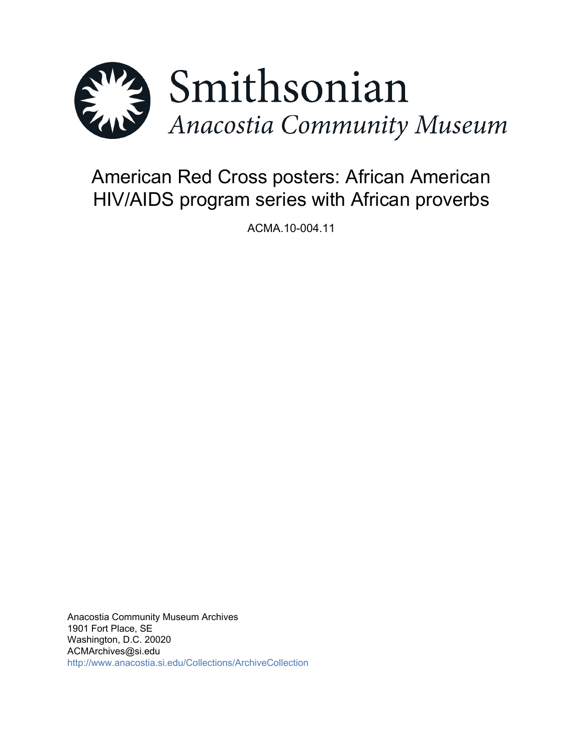Smithsonian
*Anacostia Community Museum*

# American Red Cross posters: African American HIV/AIDS program series with African proverbs

ACMA.10-004.11

Anacostia Community Museum Archives
1901 Fort Place, SE
Washington, D.C. 20020
ACMArchives@si.edu
http://www.anacostia.si.edu/Collections/ArchiveCollection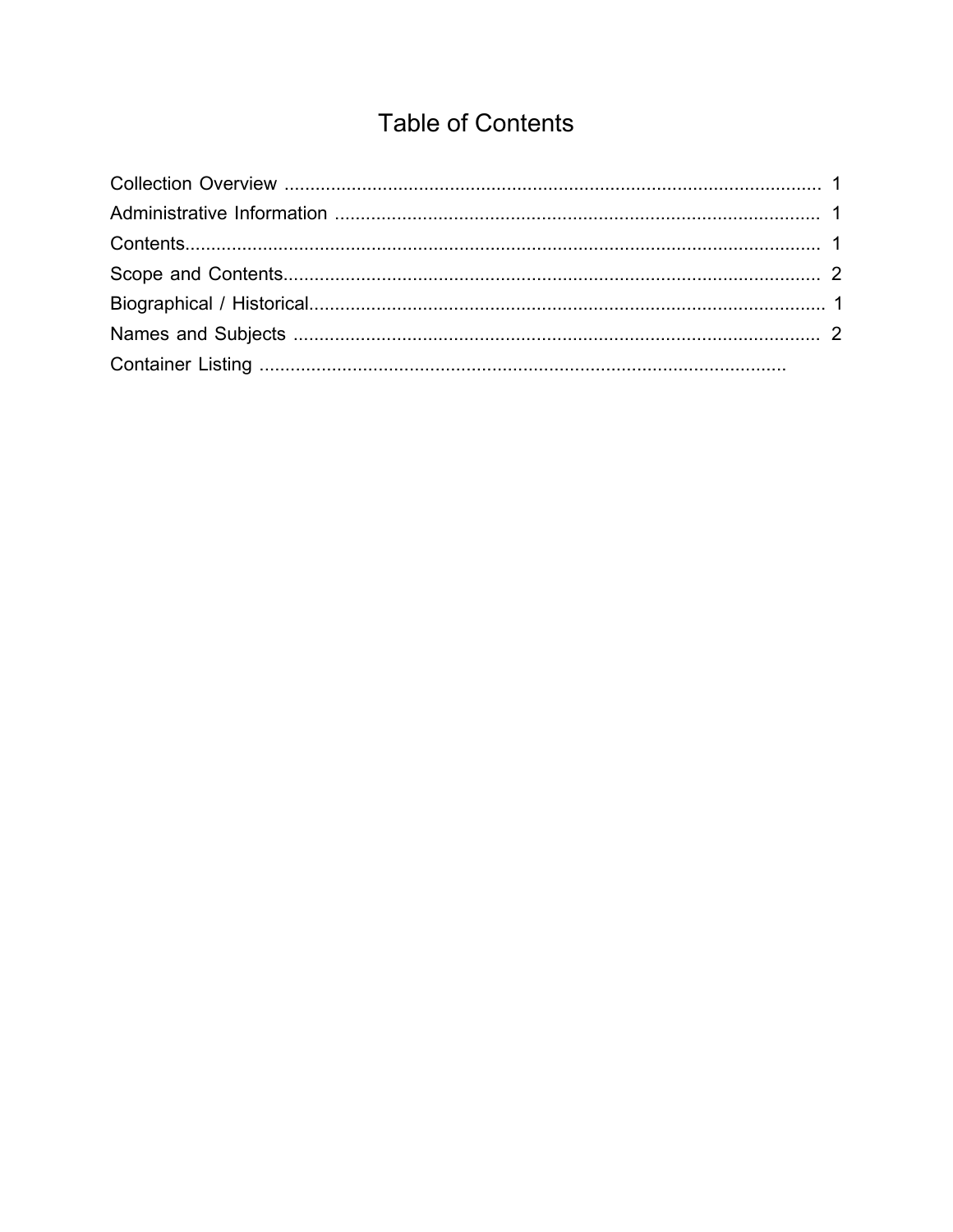# Table of Contents

Collection Overview ........................................................................................................ 1
Administrative Information ............................................................................................. 1
Contents.......................................................................................................................... 1
Scope and Contents....................................................................................................... 2
Biographical / Historical................................................................................................... 1
Names and Subjects ..................................................................................................... 2
Container Listing .......................................................................................................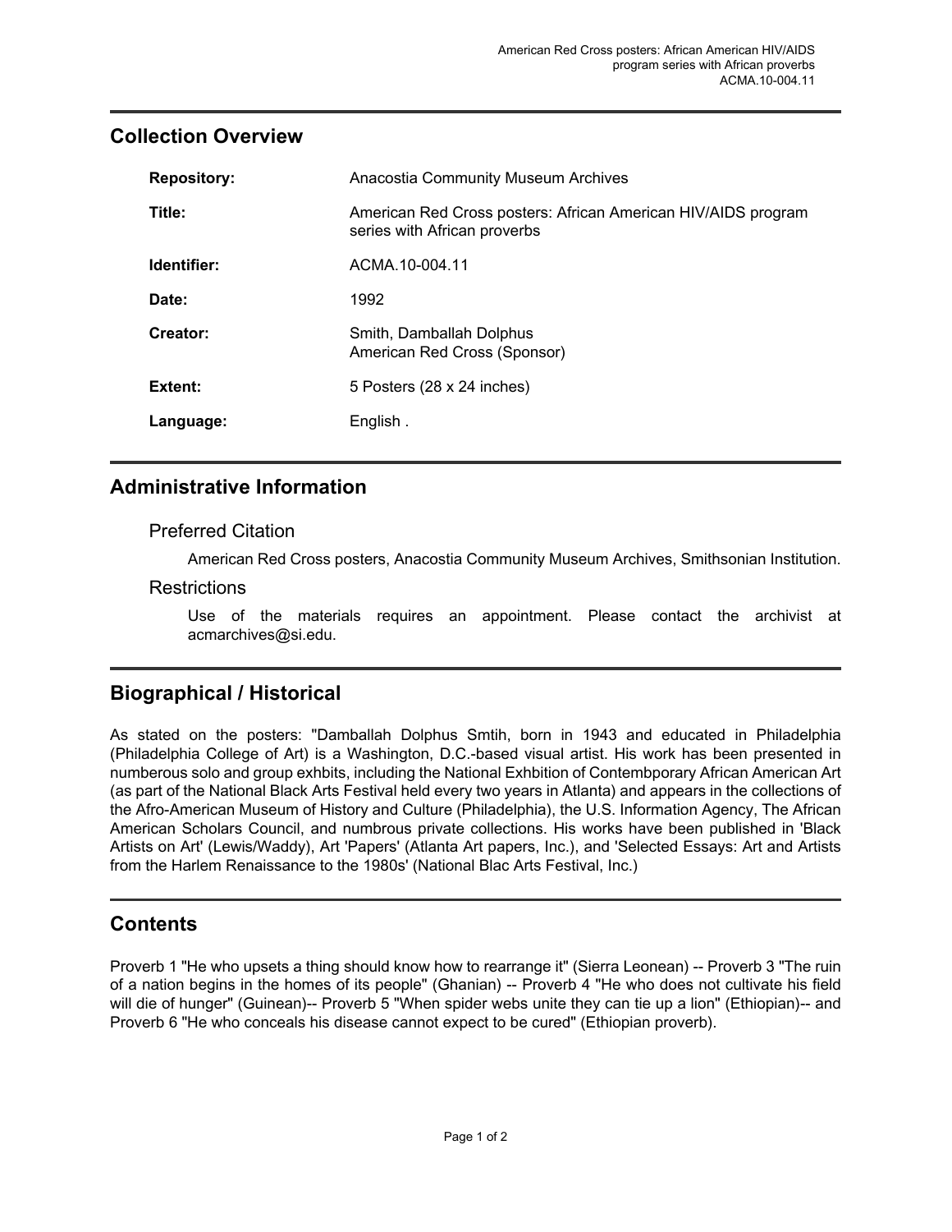## Collection Overview

| | |
|---|---|
| **Repository:** | Anacostia Community Museum Archives |
| **Title:** | American Red Cross posters: African American HIV/AIDS program series with African proverbs |
| **Identifier:** | ACMA.10-004.11 |
| **Date:** | 1992 |
| **Creator:** | Smith, Damballah Dolphus<br>American Red Cross (Sponsor) |
| **Extent:** | 5 Posters (28 x 24 inches) |
| **Language:** | English . |

## Administrative Information

### Preferred Citation

American Red Cross posters, Anacostia Community Museum Archives, Smithsonian Institution.

### Restrictions

Use of the materials requires an appointment. Please contact the archivist at acmarchives@si.edu.

## Biographical / Historical

As stated on the posters: "Damballah Dolphus Smtih, born in 1943 and educated in Philadelphia (Philadelphia College of Art) is a Washington, D.C.-based visual artist. His work has been presented in numberous solo and group exhbits, including the National Exhbition of Contembporary African American Art (as part of the National Black Arts Festival held every two years in Atlanta) and appears in the collections of the Afro-American Museum of History and Culture (Philadelphia), the U.S. Information Agency, The African American Scholars Council, and numbrous private collections. His works have been published in 'Black Artists on Art' (Lewis/Waddy), Art 'Papers' (Atlanta Art papers, Inc.), and 'Selected Essays: Art and Artists from the Harlem Renaissance to the 1980s' (National Blac Arts Festival, Inc.)

## Contents

Proverb 1 "He who upsets a thing should know how to rearrange it" (Sierra Leonean) -- Proverb 3 "The ruin of a nation begins in the homes of its people" (Ghanian) -- Proverb 4 "He who does not cultivate his field will die of hunger" (Guinean)-- Proverb 5 "When spider webs unite they can tie up a lion" (Ethiopian)-- and Proverb 6 "He who conceals his disease cannot expect to be cured" (Ethiopian proverb).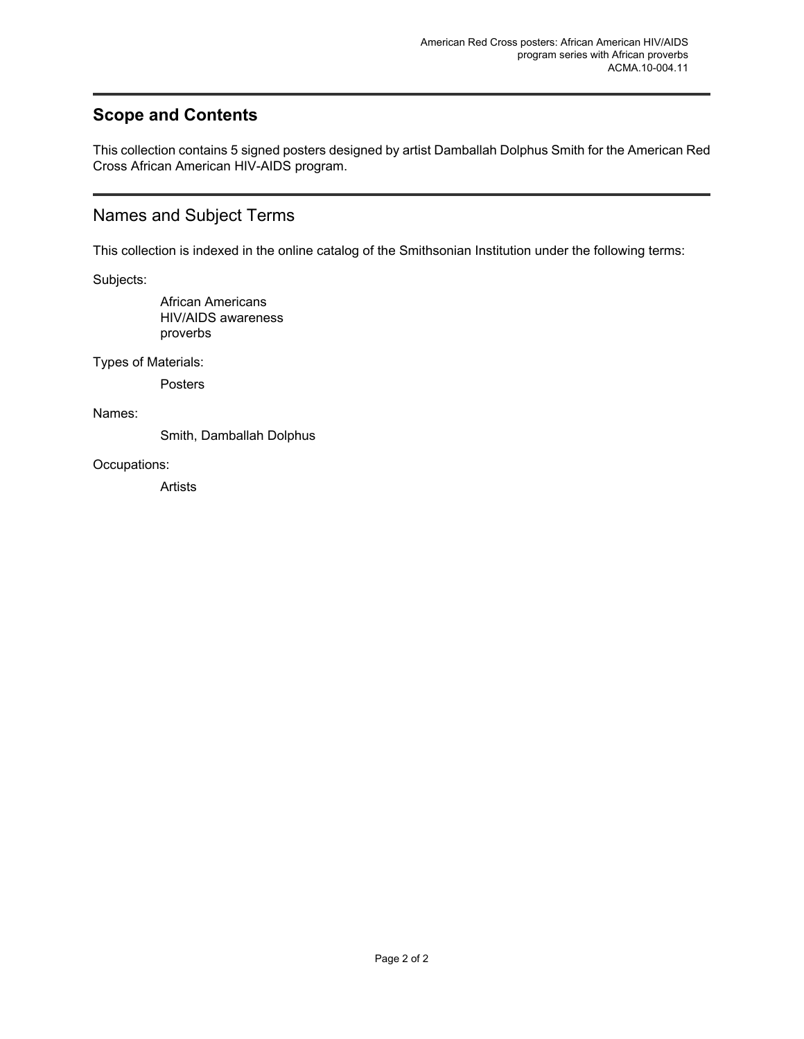## Scope and Contents

This collection contains 5 signed posters designed by artist Damballah Dolphus Smith for the American Red Cross African American HIV-AIDS program.

## Names and Subject Terms

This collection is indexed in the online catalog of the Smithsonian Institution under the following terms:

Subjects:

African Americans
HIV/AIDS awareness
proverbs

Types of Materials:

Posters

Names:

Smith, Damballah Dolphus

Occupations:

Artists